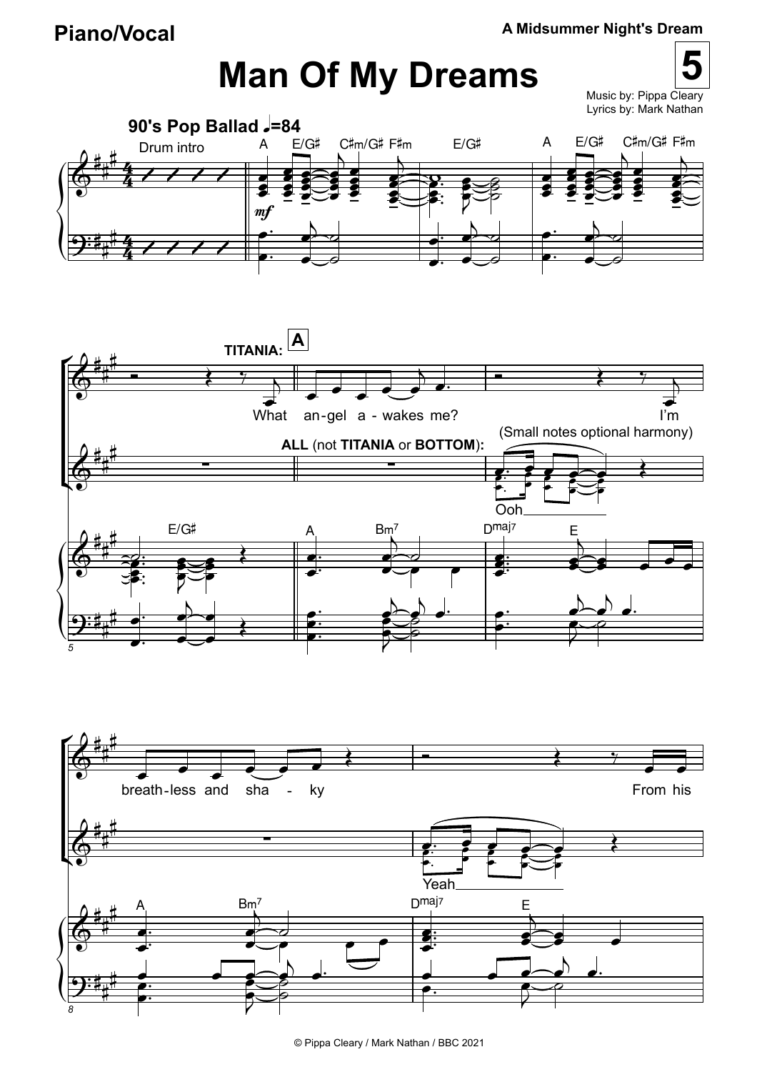**Piano/Vocal**

**A Midsummer Night's Dream**

# Man Of My Dreams

**5**

Music by: Pippa Cleary
Lyrics by: Mark Nathan

**90's Pop Ballad** ♩=84

Drum intro

A E/G♯ C♯m/G♯ F♯m E/G♯ A E/G♯ C♯m/G♯ F♯m

*mf*

**TITANIA:** **A**

What an-gel a - wakes me? I'm

**ALL** (not **TITANIA** or **BOTTOM**):

(Small notes optional harmony)

Ooh

E/G♯ A Bm7 Dmaj7 E

breath-less and sha - ky From his

Yeah

A Bm7 Dmaj7 E

© Pippa Cleary / Mark Nathan / BBC 2021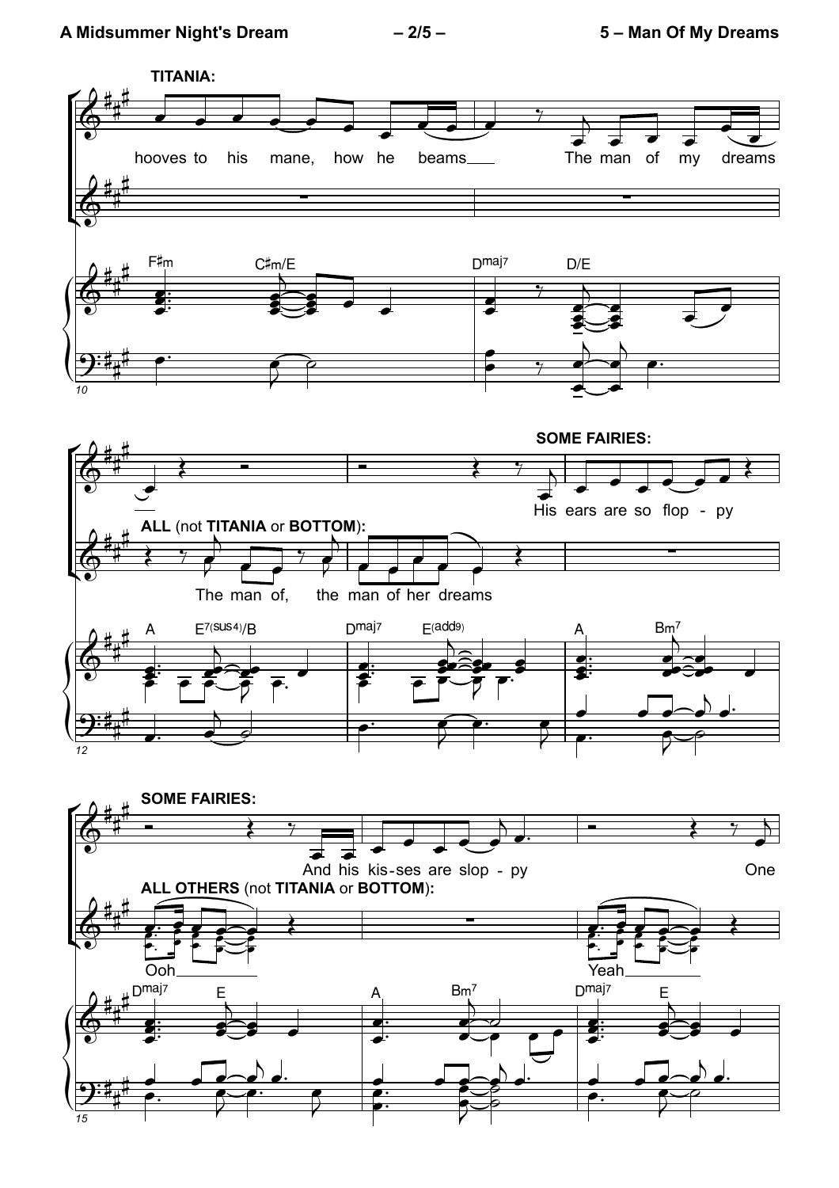**TITANIA:**

hooves to his mane, how he beams___ The man of my dreams

F♯m C♯m/E Dmaj7 D/E

**ALL** (not **TITANIA** or **BOTTOM**):

The man of, the man of her dreams

**SOME FAIRIES:**

His ears are so flop - py

A E7(sus4)/B Dmaj7 E(add9) A Bm7

**SOME FAIRIES:**

And his kis-ses are slop - py One

**ALL OTHERS** (not **TITANIA** or **BOTTOM**):

Ooh___ Yeah___

Dmaj7 E A Bm7 Dmaj7 E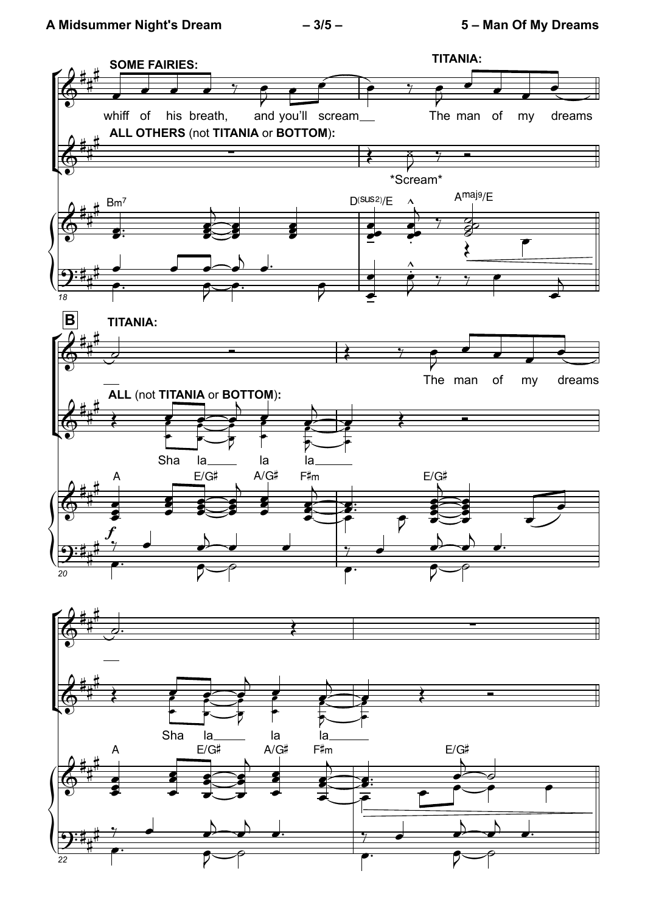**SOME FAIRIES:**

whiff of his breath, and you'll scream

**TITANIA:**

The man of my dreams

**ALL OTHERS** (not **TITANIA** or **BOTTOM**):

*Scream*

Bm7 — D(sus2)/E — Amaj9/E

**B**

**TITANIA:**

The man of my dreams

**ALL** (not **TITANIA** or **BOTTOM**):

Sha la la la

A — E/G♯ — A/G♯ — F♯m — E/G♯

Sha la la la

A — E/G♯ — A/G♯ — F♯m — E/G♯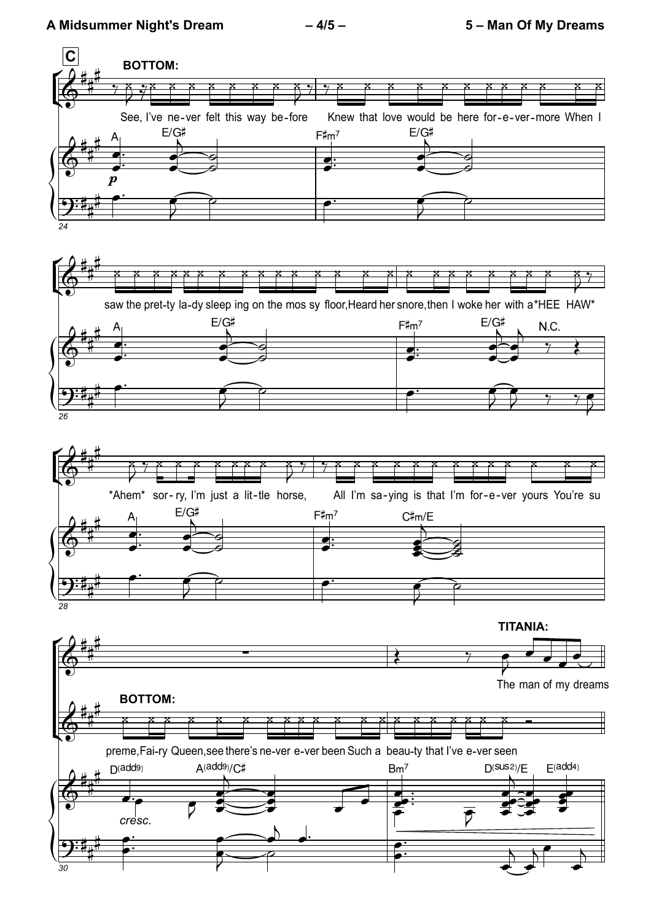**C**

**BOTTOM:**

See, I've ne-ver felt this way be-fore Knew that love would be here for-e-ver-more When I

A E/G♯ F♯m7 E/G♯

*p*

saw the pret-ty la-dy sleep ing on the mos sy floor, Heard her snore, then I woke her with a *HEE HAW*

A E/G♯ F♯m7 E/G♯ N.C.

*Ahem* sor-ry, I'm just a lit-tle horse, All I'm sa-ying is that I'm for-e-ver yours You're su

A E/G♯ F♯m7 C♯m/E

**TITANIA:**

The man of my dreams

**BOTTOM:**

preme, Fai-ry Queen, see there's ne-ver e-ver been Such a beau-ty that I've e-ver seen

D(add9) A(add9)/C♯ Bm7 D(sus2)/E E(add4)

*cresc.*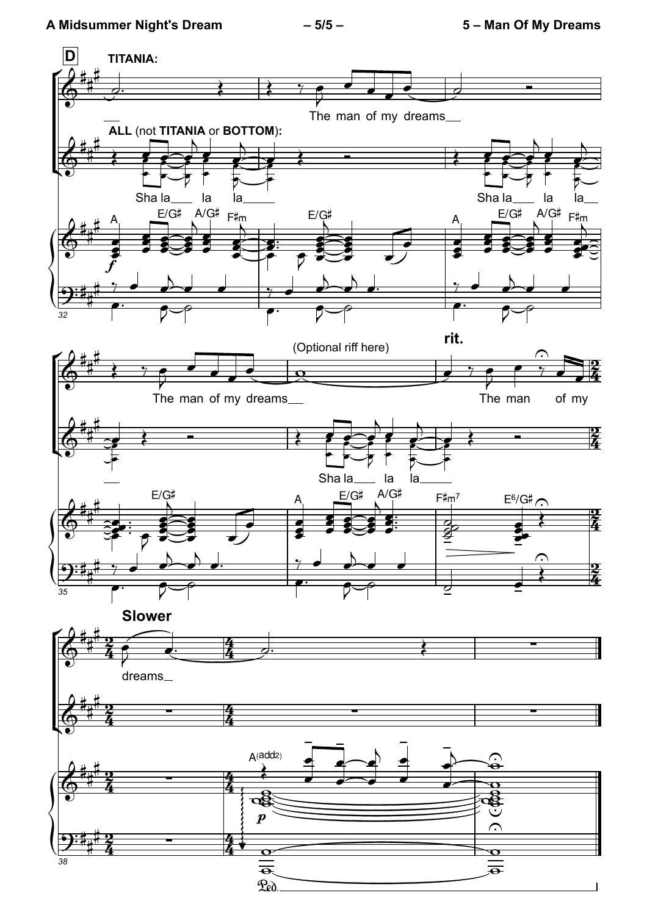**D**

**TITANIA:**

The man of my dreams

**ALL** (not **TITANIA** or **BOTTOM**):

Sha la la la

Sha la la la

A E/G♯ A/G♯ F♯m E/G♯ A E/G♯ A/G♯ F♯m

*f*

32

The man of my dreams

(Optional riff here)

**rit.**

The man of my

Sha la la la

E/G♯ A E/G♯ A/G♯ F♯m7 E6/G♯

35

**Slower**

dreams

A(add2)

*p*

38

Ped.